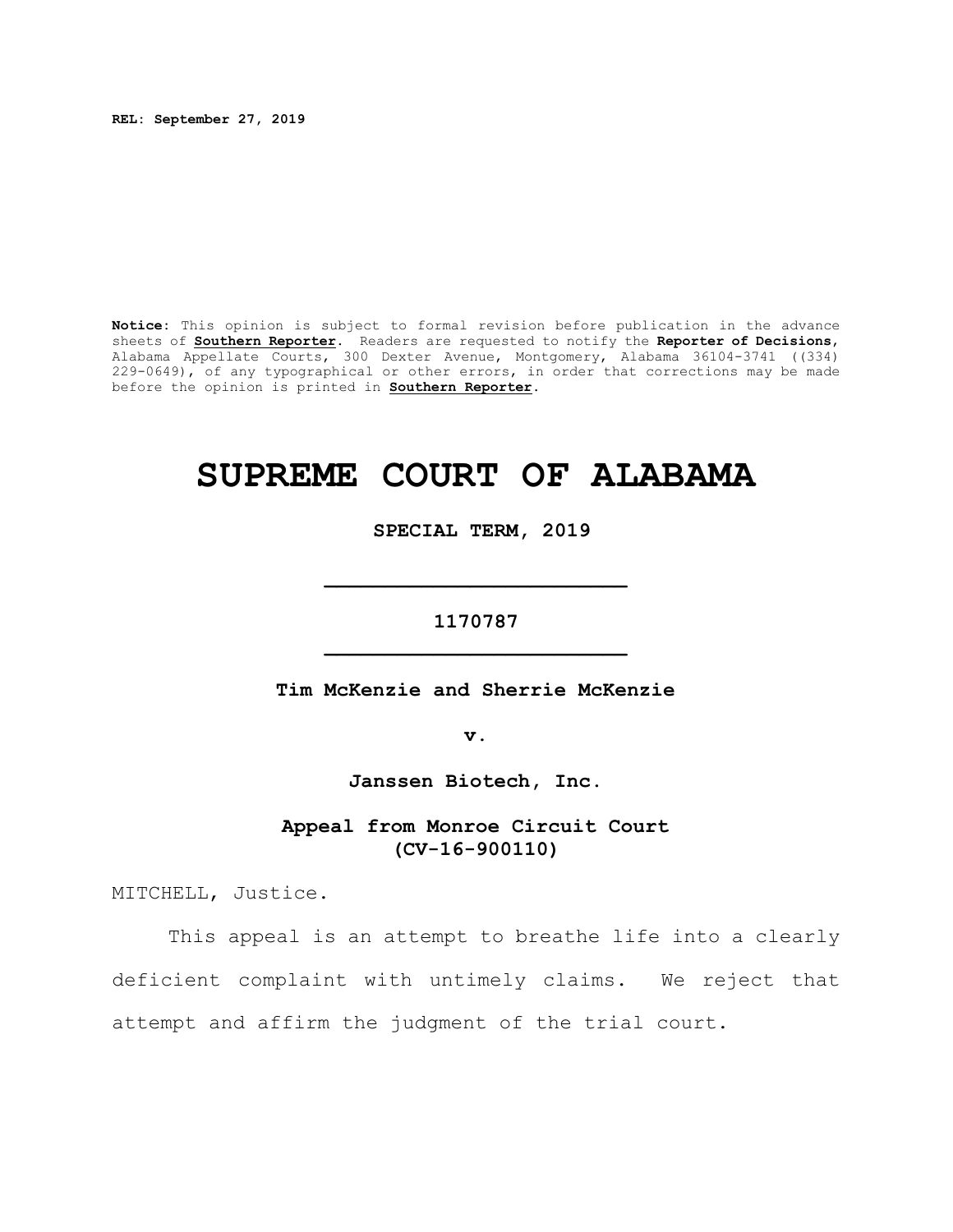**REL: September 27, 2019**

**Notice**: This opinion is subject to formal revision before publication in the advance sheets of **Southern Reporter**. Readers are requested to notify the **Reporter of Decisions**, Alabama Appellate Courts, 300 Dexter Avenue, Montgomery, Alabama 36104-3741 ((334) 229-0649), of any typographical or other errors, in order that corrections may be made before the opinion is printed in **Southern Reporter**.

# SUPREME COURT OF ALABAMA

**SPECIAL TERM, 2019**

---

**1170787**

---

**Tim McKenzie and Sherrie McKenzie**

**v.**

**Janssen Biotech, Inc.**

**Appeal from Monroe Circuit Court (CV-16-900110)**

MITCHELL, Justice.

This appeal is an attempt to breathe life into a clearly deficient complaint with untimely claims. We reject that attempt and affirm the judgment of the trial court.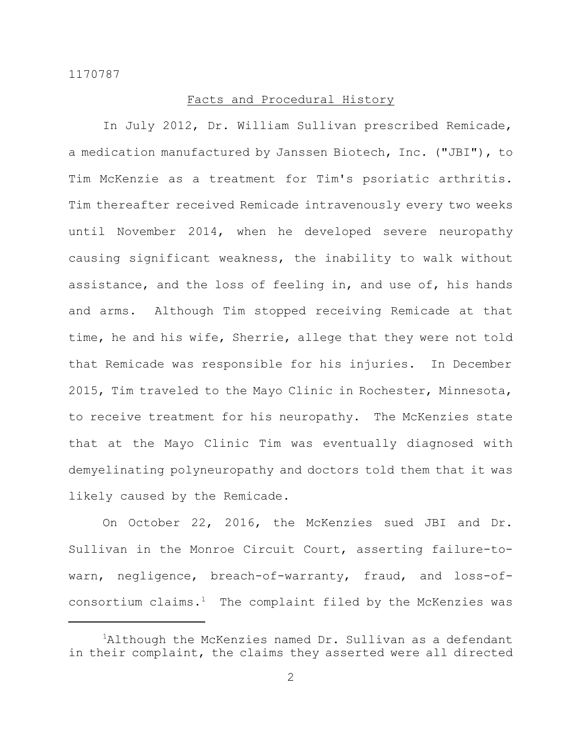## Facts and Procedural History

In July 2012, Dr. William Sullivan prescribed Remicade, a medication manufactured by Janssen Biotech, Inc. ("JBI"), to Tim McKenzie as a treatment for Tim's psoriatic arthritis. Tim thereafter received Remicade intravenously every two weeks until November 2014, when he developed severe neuropathy causing significant weakness, the inability to walk without assistance, and the loss of feeling in, and use of, his hands and arms. Although Tim stopped receiving Remicade at that time, he and his wife, Sherrie, allege that they were not told that Remicade was responsible for his injuries. In December 2015, Tim traveled to the Mayo Clinic in Rochester, Minnesota, to receive treatment for his neuropathy. The McKenzies state that at the Mayo Clinic Tim was eventually diagnosed with demyelinating polyneuropathy and doctors told them that it was likely caused by the Remicade.

On October 22, 2016, the McKenzies sued JBI and Dr. Sullivan in the Monroe Circuit Court, asserting failure-to-warn, negligence, breach-of-warranty, fraud, and loss-of-consortium claims.[1] The complaint filed by the McKenzies was

---

[1]Although the McKenzies named Dr. Sullivan as a defendant in their complaint, the claims they asserted were all directed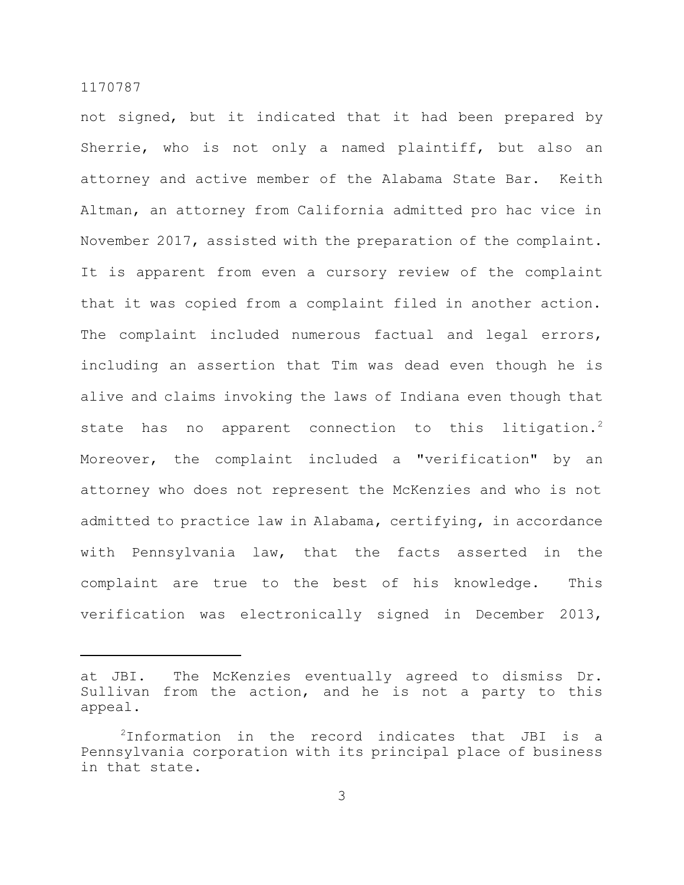not signed, but it indicated that it had been prepared by Sherrie, who is not only a named plaintiff, but also an attorney and active member of the Alabama State Bar. Keith Altman, an attorney from California admitted pro hac vice in November 2017, assisted with the preparation of the complaint. It is apparent from even a cursory review of the complaint that it was copied from a complaint filed in another action. The complaint included numerous factual and legal errors, including an assertion that Tim was dead even though he is alive and claims invoking the laws of Indiana even though that state has no apparent connection to this litigation.[2] Moreover, the complaint included a "verification" by an attorney who does not represent the McKenzies and who is not admitted to practice law in Alabama, certifying, in accordance with Pennsylvania law, that the facts asserted in the complaint are true to the best of his knowledge. This verification was electronically signed in December 2013,

---

at JBI. The McKenzies eventually agreed to dismiss Dr. Sullivan from the action, and he is not a party to this appeal.

[2]Information in the record indicates that JBI is a Pennsylvania corporation with its principal place of business in that state.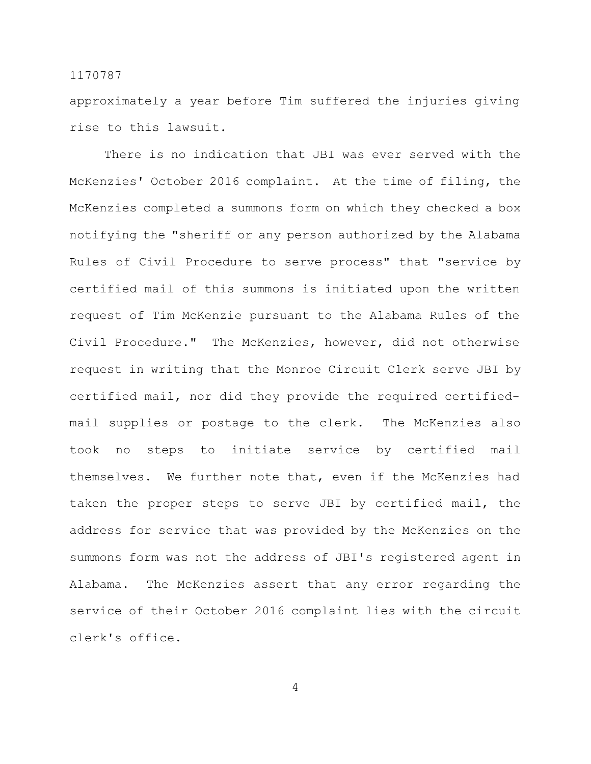approximately a year before Tim suffered the injuries giving rise to this lawsuit.

There is no indication that JBI was ever served with the McKenzies' October 2016 complaint. At the time of filing, the McKenzies completed a summons form on which they checked a box notifying the "sheriff or any person authorized by the Alabama Rules of Civil Procedure to serve process" that "service by certified mail of this summons is initiated upon the written request of Tim McKenzie pursuant to the Alabama Rules of the Civil Procedure." The McKenzies, however, did not otherwise request in writing that the Monroe Circuit Clerk serve JBI by certified mail, nor did they provide the required certified-mail supplies or postage to the clerk. The McKenzies also took no steps to initiate service by certified mail themselves. We further note that, even if the McKenzies had taken the proper steps to serve JBI by certified mail, the address for service that was provided by the McKenzies on the summons form was not the address of JBI's registered agent in Alabama. The McKenzies assert that any error regarding the service of their October 2016 complaint lies with the circuit clerk's office.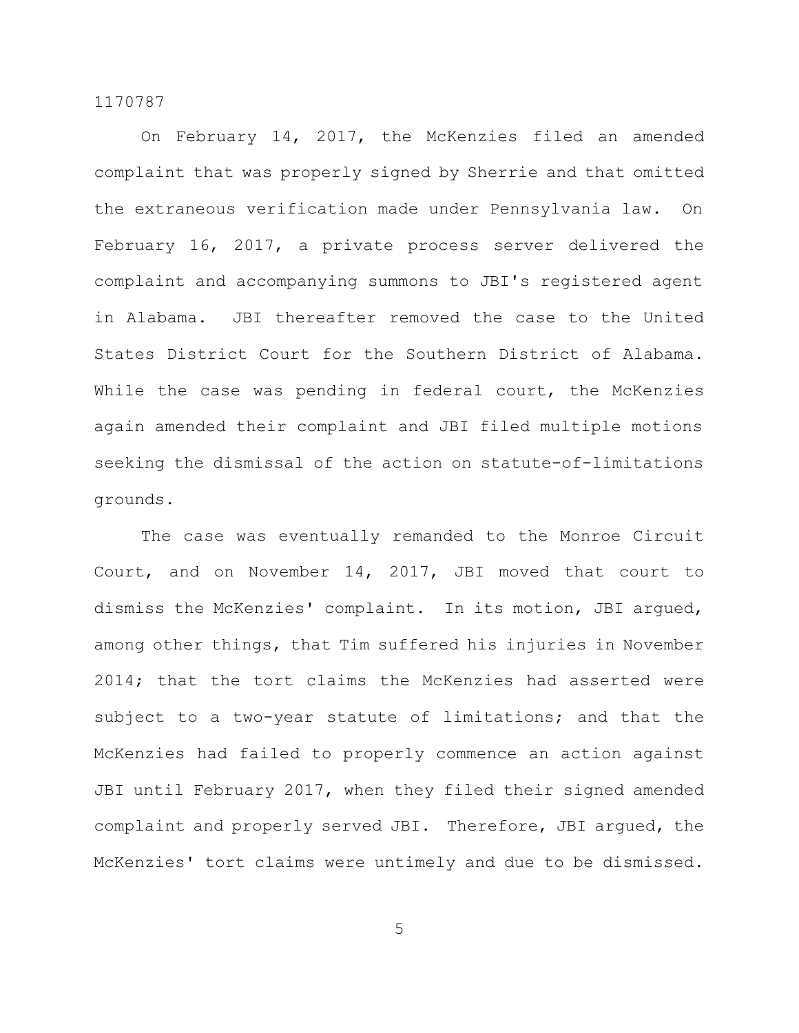On February 14, 2017, the McKenzies filed an amended complaint that was properly signed by Sherrie and that omitted the extraneous verification made under Pennsylvania law. On February 16, 2017, a private process server delivered the complaint and accompanying summons to JBI's registered agent in Alabama. JBI thereafter removed the case to the United States District Court for the Southern District of Alabama. While the case was pending in federal court, the McKenzies again amended their complaint and JBI filed multiple motions seeking the dismissal of the action on statute-of-limitations grounds.

The case was eventually remanded to the Monroe Circuit Court, and on November 14, 2017, JBI moved that court to dismiss the McKenzies' complaint. In its motion, JBI argued, among other things, that Tim suffered his injuries in November 2014; that the tort claims the McKenzies had asserted were subject to a two-year statute of limitations; and that the McKenzies had failed to properly commence an action against JBI until February 2017, when they filed their signed amended complaint and properly served JBI. Therefore, JBI argued, the McKenzies' tort claims were untimely and due to be dismissed.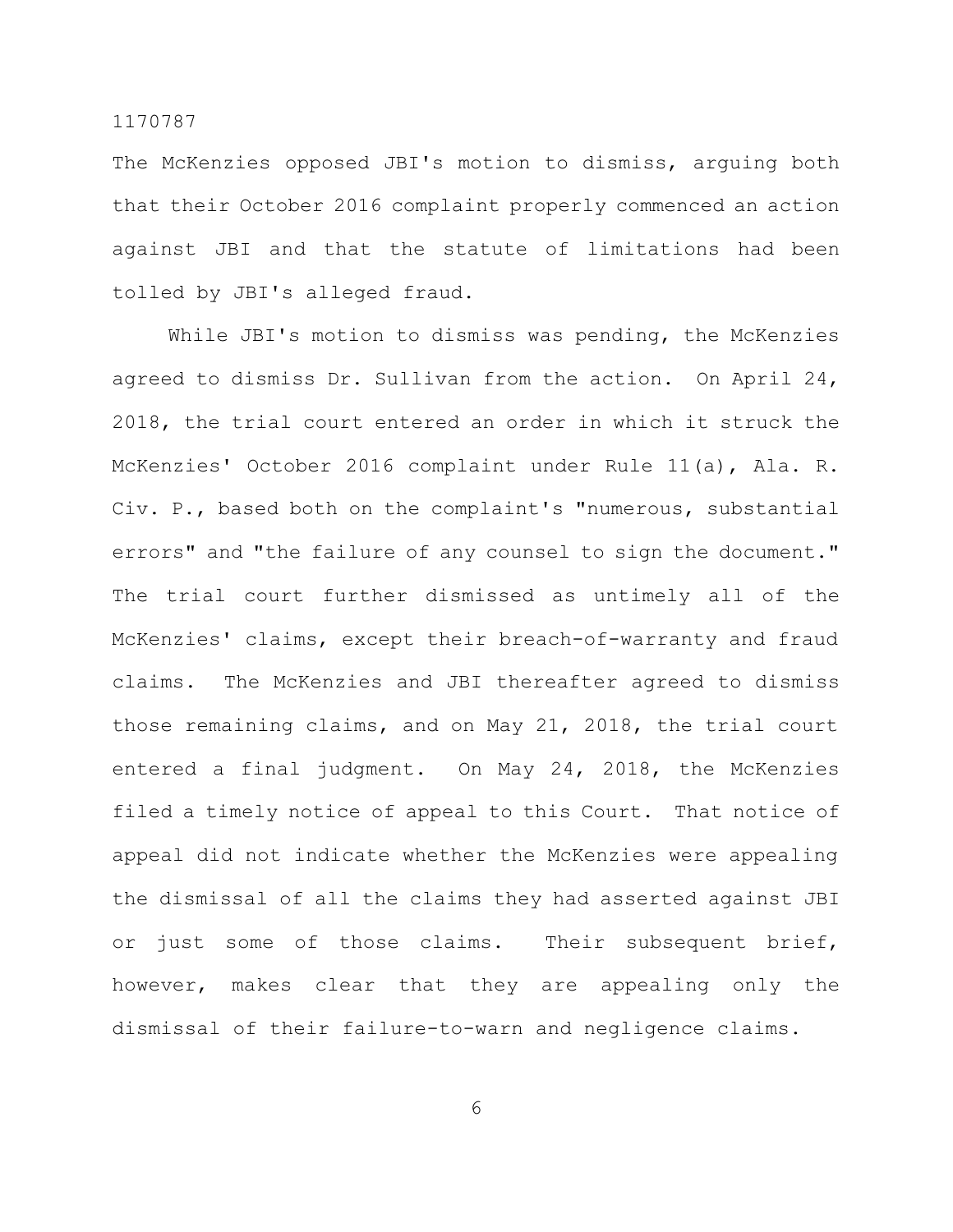The McKenzies opposed JBI's motion to dismiss, arguing both that their October 2016 complaint properly commenced an action against JBI and that the statute of limitations had been tolled by JBI's alleged fraud.

While JBI's motion to dismiss was pending, the McKenzies agreed to dismiss Dr. Sullivan from the action. On April 24, 2018, the trial court entered an order in which it struck the McKenzies' October 2016 complaint under Rule 11(a), Ala. R. Civ. P., based both on the complaint's "numerous, substantial errors" and "the failure of any counsel to sign the document." The trial court further dismissed as untimely all of the McKenzies' claims, except their breach-of-warranty and fraud claims. The McKenzies and JBI thereafter agreed to dismiss those remaining claims, and on May 21, 2018, the trial court entered a final judgment. On May 24, 2018, the McKenzies filed a timely notice of appeal to this Court. That notice of appeal did not indicate whether the McKenzies were appealing the dismissal of all the claims they had asserted against JBI or just some of those claims. Their subsequent brief, however, makes clear that they are appealing only the dismissal of their failure-to-warn and negligence claims.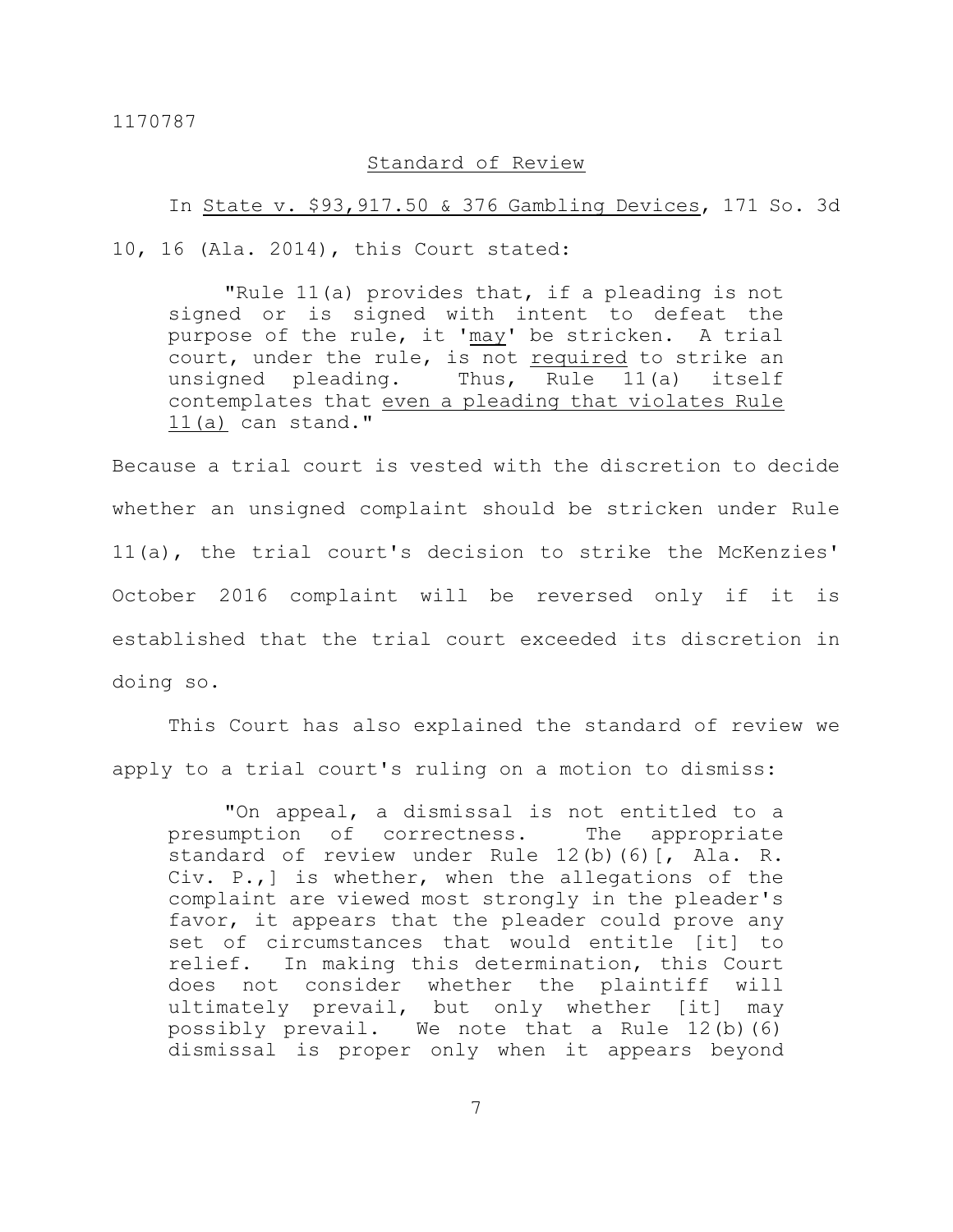## Standard of Review

In State v. $93,917.50 & 376 Gambling Devices, 171 So. 3d 10, 16 (Ala. 2014), this Court stated:

> "Rule 11(a) provides that, if a pleading is not signed or is signed with intent to defeat the purpose of the rule, it '*may*' be stricken. A trial court, under the rule, is not *required* to strike an unsigned pleading. Thus, Rule 11(a) itself contemplates that *even a pleading that violates Rule 11(a)* can stand."

Because a trial court is vested with the discretion to decide whether an unsigned complaint should be stricken under Rule 11(a), the trial court's decision to strike the McKenzies' October 2016 complaint will be reversed only if it is established that the trial court exceeded its discretion in doing so.

This Court has also explained the standard of review we apply to a trial court's ruling on a motion to dismiss:

> "On appeal, a dismissal is not entitled to a presumption of correctness. The appropriate standard of review under Rule 12(b)(6)[, Ala. R. Civ. P.,] is whether, when the allegations of the complaint are viewed most strongly in the pleader's favor, it appears that the pleader could prove any set of circumstances that would entitle [it] to relief. In making this determination, this Court does not consider whether the plaintiff will ultimately prevail, but only whether [it] may possibly prevail. We note that a Rule 12(b)(6) dismissal is proper only when it appears beyond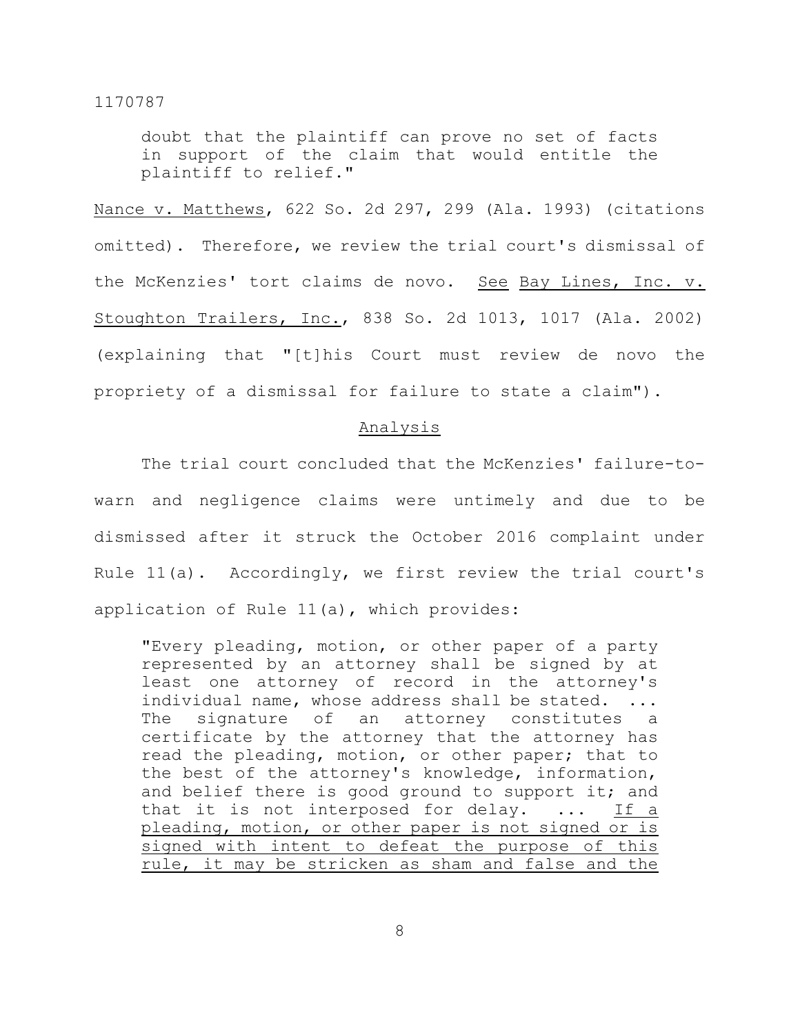> doubt that the plaintiff can prove no set of facts in support of the claim that would entitle the plaintiff to relief."

Nance v. Matthews, 622 So. 2d 297, 299 (Ala. 1993) (citations omitted). Therefore, we review the trial court's dismissal of the McKenzies' tort claims de novo. See Bay Lines, Inc. v. Stoughton Trailers, Inc., 838 So. 2d 1013, 1017 (Ala. 2002) (explaining that "[t]his Court must review de novo the propriety of a dismissal for failure to state a claim").

## Analysis

The trial court concluded that the McKenzies' failure-to-warn and negligence claims were untimely and due to be dismissed after it struck the October 2016 complaint under Rule 11(a). Accordingly, we first review the trial court's application of Rule 11(a), which provides:

> "Every pleading, motion, or other paper of a party represented by an attorney shall be signed by at least one attorney of record in the attorney's individual name, whose address shall be stated. ... The signature of an attorney constitutes a certificate by the attorney that the attorney has read the pleading, motion, or other paper; that to the best of the attorney's knowledge, information, and belief there is good ground to support it; and that it is not interposed for delay. ... <u>If a pleading, motion, or other paper is not signed or is signed with intent to defeat the purpose of this rule, it may be stricken as sham and false and the</u>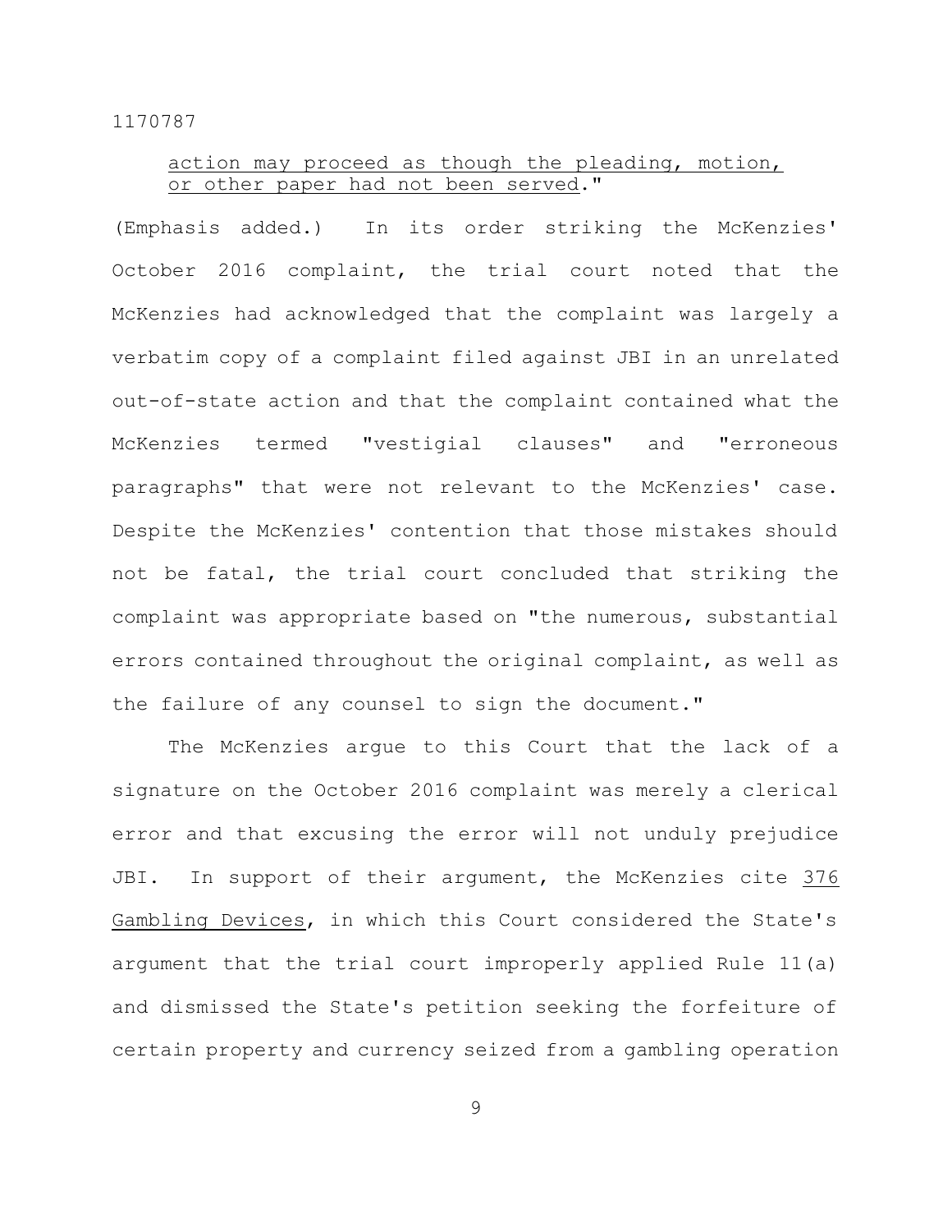action may proceed as though the pleading, motion, or other paper had not been served."

(Emphasis added.) In its order striking the McKenzies' October 2016 complaint, the trial court noted that the McKenzies had acknowledged that the complaint was largely a verbatim copy of a complaint filed against JBI in an unrelated out-of-state action and that the complaint contained what the McKenzies termed "vestigial clauses" and "erroneous paragraphs" that were not relevant to the McKenzies' case. Despite the McKenzies' contention that those mistakes should not be fatal, the trial court concluded that striking the complaint was appropriate based on "the numerous, substantial errors contained throughout the original complaint, as well as the failure of any counsel to sign the document."

The McKenzies argue to this Court that the lack of a signature on the October 2016 complaint was merely a clerical error and that excusing the error will not unduly prejudice JBI. In support of their argument, the McKenzies cite 376 Gambling Devices, in which this Court considered the State's argument that the trial court improperly applied Rule 11(a) and dismissed the State's petition seeking the forfeiture of certain property and currency seized from a gambling operation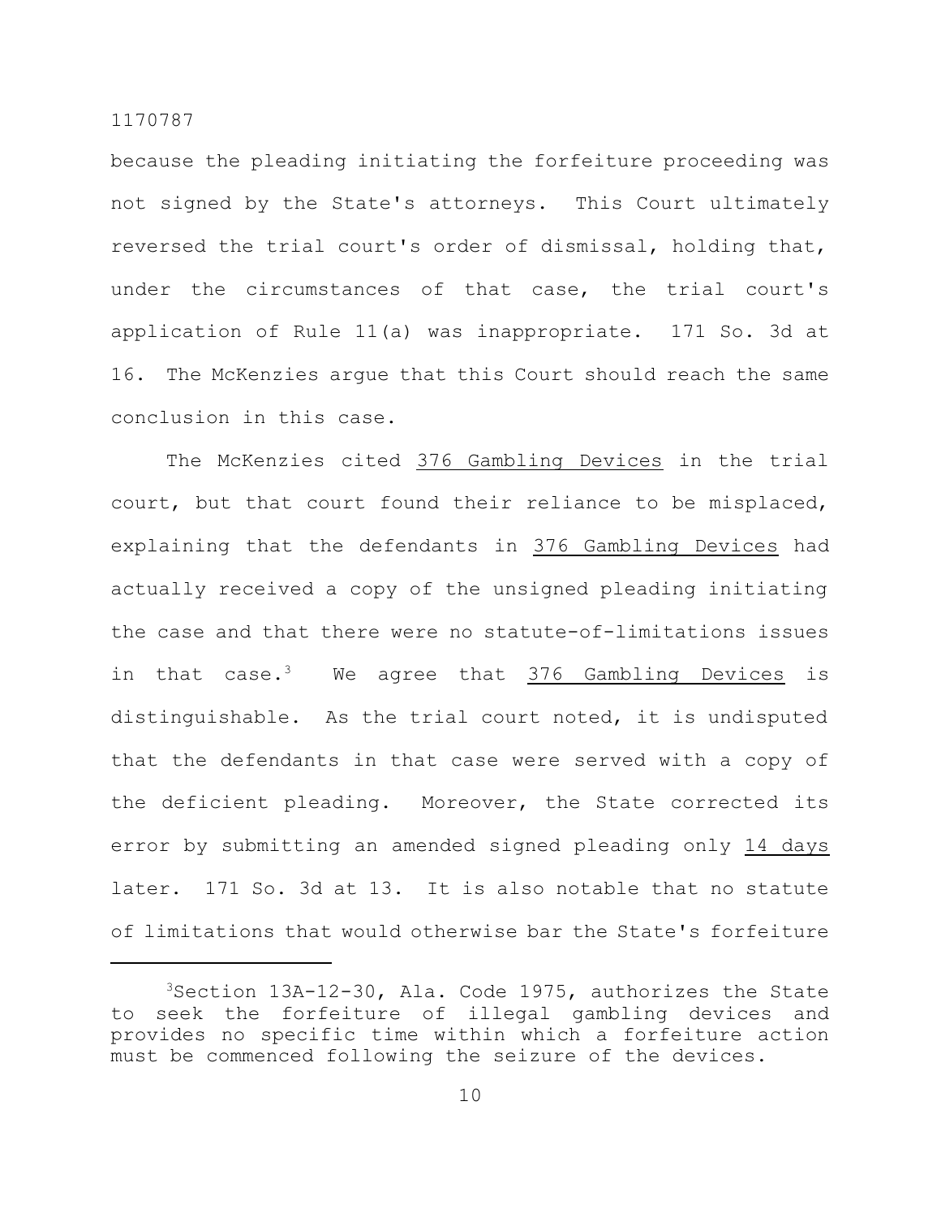because the pleading initiating the forfeiture proceeding was not signed by the State's attorneys. This Court ultimately reversed the trial court's order of dismissal, holding that, under the circumstances of that case, the trial court's application of Rule 11(a) was inappropriate. 171 So. 3d at 16. The McKenzies argue that this Court should reach the same conclusion in this case.

The McKenzies cited 376 Gambling Devices in the trial court, but that court found their reliance to be misplaced, explaining that the defendants in 376 Gambling Devices had actually received a copy of the unsigned pleading initiating the case and that there were no statute-of-limitations issues in that case.[3] We agree that 376 Gambling Devices is distinguishable. As the trial court noted, it is undisputed that the defendants in that case were served with a copy of the deficient pleading. Moreover, the State corrected its error by submitting an amended signed pleading only 14 days later. 171 So. 3d at 13. It is also notable that no statute of limitations that would otherwise bar the State's forfeiture

---

[3] Section 13A-12-30, Ala. Code 1975, authorizes the State to seek the forfeiture of illegal gambling devices and provides no specific time within which a forfeiture action must be commenced following the seizure of the devices.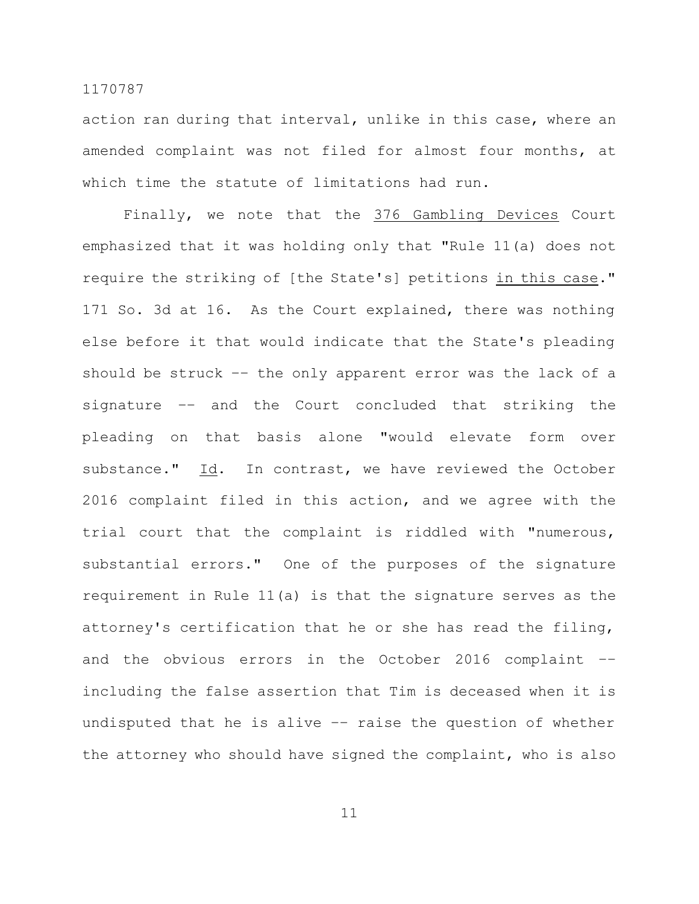action ran during that interval, unlike in this case, where an amended complaint was not filed for almost four months, at which time the statute of limitations had run.

Finally, we note that the _376 Gambling Devices_ Court emphasized that it was holding only that "Rule 11(a) does not require the striking of [the State's] petitions _in this case_." 171 So. 3d at 16. As the Court explained, there was nothing else before it that would indicate that the State's pleading should be struck -- the only apparent error was the lack of a signature -- and the Court concluded that striking the pleading on that basis alone "would elevate form over substance." _Id_. In contrast, we have reviewed the October 2016 complaint filed in this action, and we agree with the trial court that the complaint is riddled with "numerous, substantial errors." One of the purposes of the signature requirement in Rule 11(a) is that the signature serves as the attorney's certification that he or she has read the filing, and the obvious errors in the October 2016 complaint -- including the false assertion that Tim is deceased when it is undisputed that he is alive -- raise the question of whether the attorney who should have signed the complaint, who is also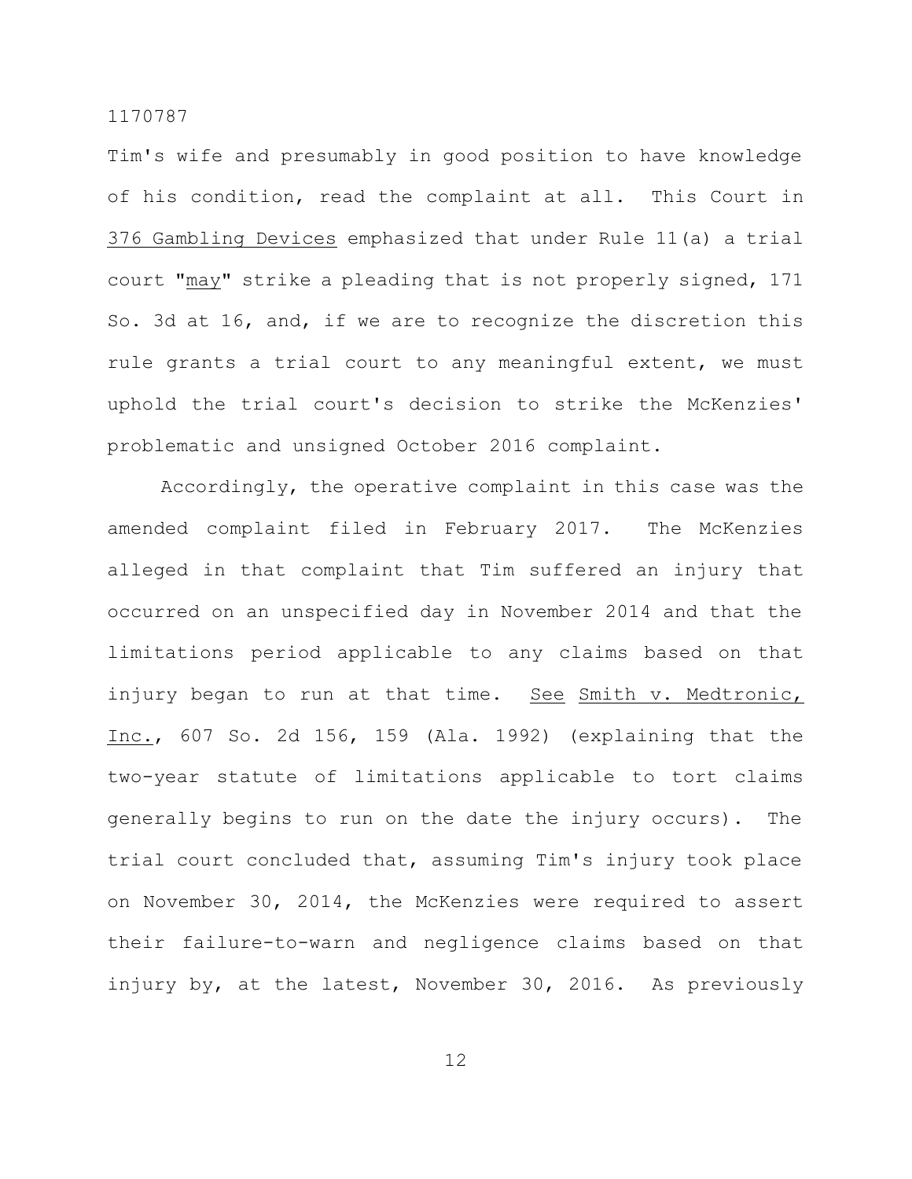Tim's wife and presumably in good position to have knowledge of his condition, read the complaint at all. This Court in 376 Gambling Devices emphasized that under Rule 11(a) a trial court "may" strike a pleading that is not properly signed, 171 So. 3d at 16, and, if we are to recognize the discretion this rule grants a trial court to any meaningful extent, we must uphold the trial court's decision to strike the McKenzies' problematic and unsigned October 2016 complaint.

Accordingly, the operative complaint in this case was the amended complaint filed in February 2017. The McKenzies alleged in that complaint that Tim suffered an injury that occurred on an unspecified day in November 2014 and that the limitations period applicable to any claims based on that injury began to run at that time. See Smith v. Medtronic, Inc., 607 So. 2d 156, 159 (Ala. 1992) (explaining that the two-year statute of limitations applicable to tort claims generally begins to run on the date the injury occurs). The trial court concluded that, assuming Tim's injury took place on November 30, 2014, the McKenzies were required to assert their failure-to-warn and negligence claims based on that injury by, at the latest, November 30, 2016. As previously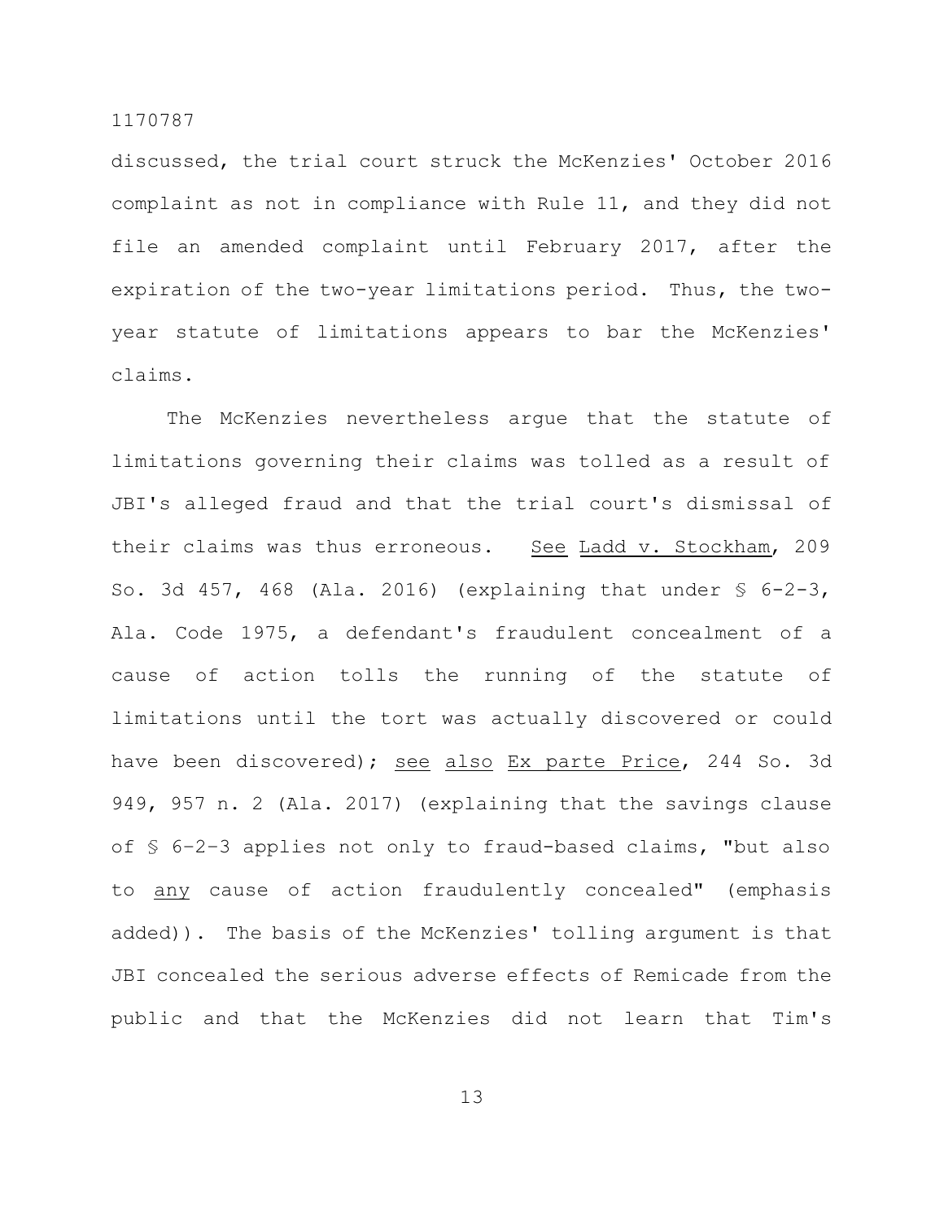discussed, the trial court struck the McKenzies' October 2016 complaint as not in compliance with Rule 11, and they did not file an amended complaint until February 2017, after the expiration of the two-year limitations period. Thus, the two-year statute of limitations appears to bar the McKenzies' claims.

The McKenzies nevertheless argue that the statute of limitations governing their claims was tolled as a result of JBI's alleged fraud and that the trial court's dismissal of their claims was thus erroneous. See Ladd v. Stockham, 209 So. 3d 457, 468 (Ala. 2016) (explaining that under § 6-2-3, Ala. Code 1975, a defendant's fraudulent concealment of a cause of action tolls the running of the statute of limitations until the tort was actually discovered or could have been discovered); see also Ex parte Price, 244 So. 3d 949, 957 n. 2 (Ala. 2017) (explaining that the savings clause of § 6–2–3 applies not only to fraud-based claims, "but also to any cause of action fraudulently concealed" (emphasis added)). The basis of the McKenzies' tolling argument is that JBI concealed the serious adverse effects of Remicade from the public and that the McKenzies did not learn that Tim's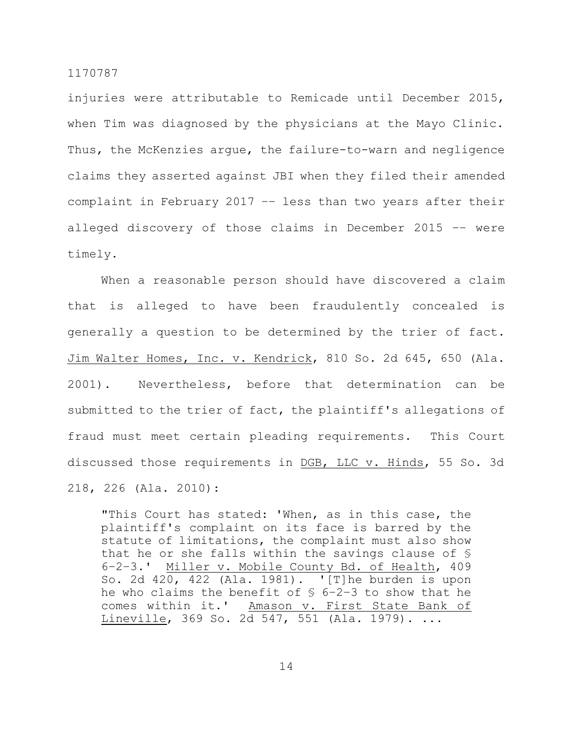injuries were attributable to Remicade until December 2015, when Tim was diagnosed by the physicians at the Mayo Clinic. Thus, the McKenzies argue, the failure-to-warn and negligence claims they asserted against JBI when they filed their amended complaint in February 2017 -- less than two years after their alleged discovery of those claims in December 2015 -- were timely.

When a reasonable person should have discovered a claim that is alleged to have been fraudulently concealed is generally a question to be determined by the trier of fact. Jim Walter Homes, Inc. v. Kendrick, 810 So. 2d 645, 650 (Ala. 2001). Nevertheless, before that determination can be submitted to the trier of fact, the plaintiff's allegations of fraud must meet certain pleading requirements. This Court discussed those requirements in DGB, LLC v. Hinds, 55 So. 3d 218, 226 (Ala. 2010):

> "This Court has stated: 'When, as in this case, the plaintiff's complaint on its face is barred by the statute of limitations, the complaint must also show that he or she falls within the savings clause of § 6-2-3.' Miller v. Mobile County Bd. of Health, 409 So. 2d 420, 422 (Ala. 1981). '[T]he burden is upon he who claims the benefit of § 6-2-3 to show that he comes within it.' Amason v. First State Bank of Lineville, 369 So. 2d 547, 551 (Ala. 1979). ...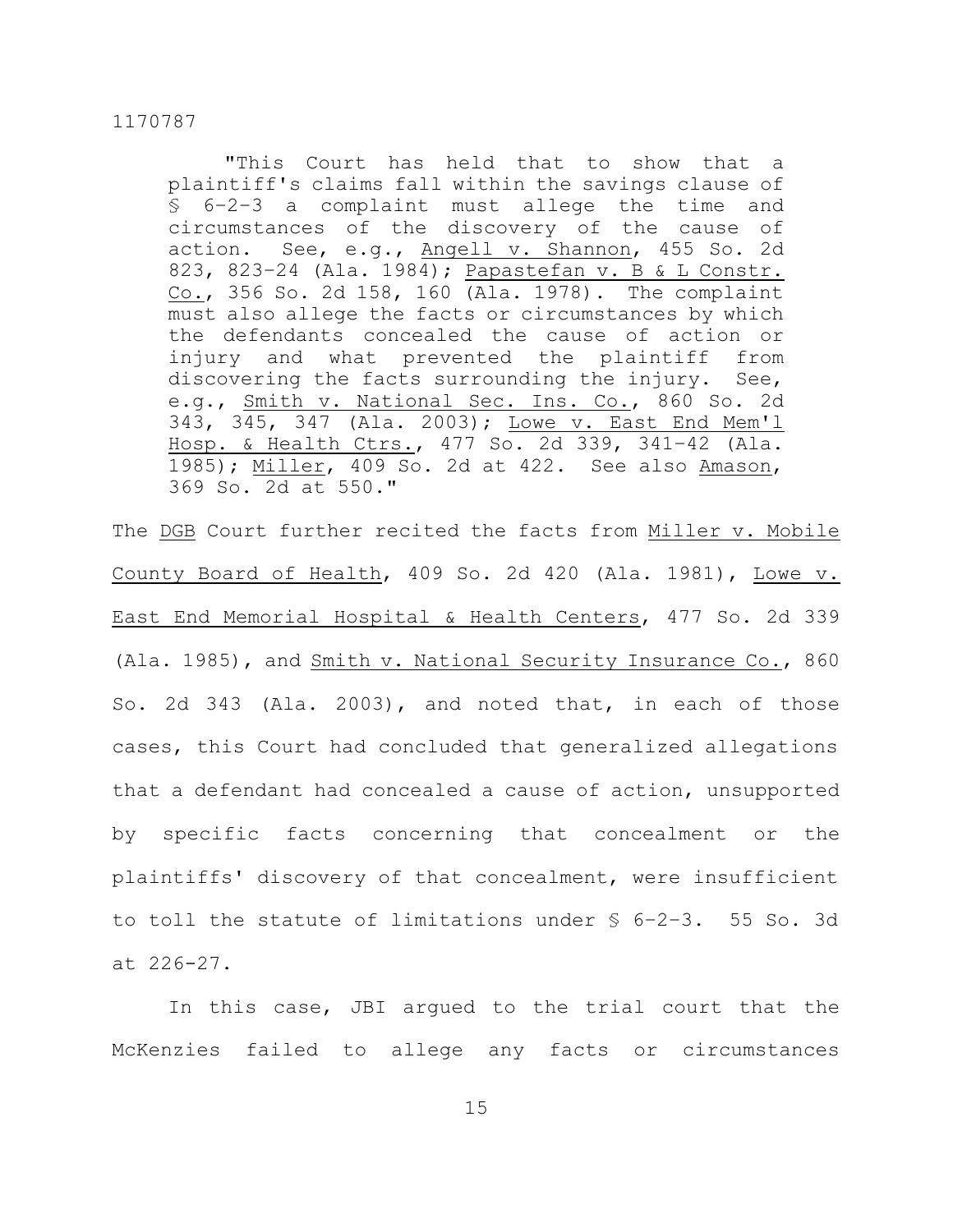> "This Court has held that to show that a plaintiff's claims fall within the savings clause of § 6-2-3 a complaint must allege the time and circumstances of the discovery of the cause of action. See, e.g., Angell v. Shannon, 455 So. 2d 823, 823-24 (Ala. 1984); Papastefan v. B & L Constr. Co., 356 So. 2d 158, 160 (Ala. 1978). The complaint must also allege the facts or circumstances by which the defendants concealed the cause of action or injury and what prevented the plaintiff from discovering the facts surrounding the injury. See, e.g., Smith v. National Sec. Ins. Co., 860 So. 2d 343, 345, 347 (Ala. 2003); Lowe v. East End Mem'l Hosp. & Health Ctrs., 477 So. 2d 339, 341-42 (Ala. 1985); Miller, 409 So. 2d at 422. See also Amason, 369 So. 2d at 550."

The DGB Court further recited the facts from Miller v. Mobile County Board of Health, 409 So. 2d 420 (Ala. 1981), Lowe v. East End Memorial Hospital & Health Centers, 477 So. 2d 339 (Ala. 1985), and Smith v. National Security Insurance Co., 860 So. 2d 343 (Ala. 2003), and noted that, in each of those cases, this Court had concluded that generalized allegations that a defendant had concealed a cause of action, unsupported by specific facts concerning that concealment or the plaintiffs' discovery of that concealment, were insufficient to toll the statute of limitations under § 6-2-3. 55 So. 3d at 226-27.

In this case, JBI argued to the trial court that the McKenzies failed to allege any facts or circumstances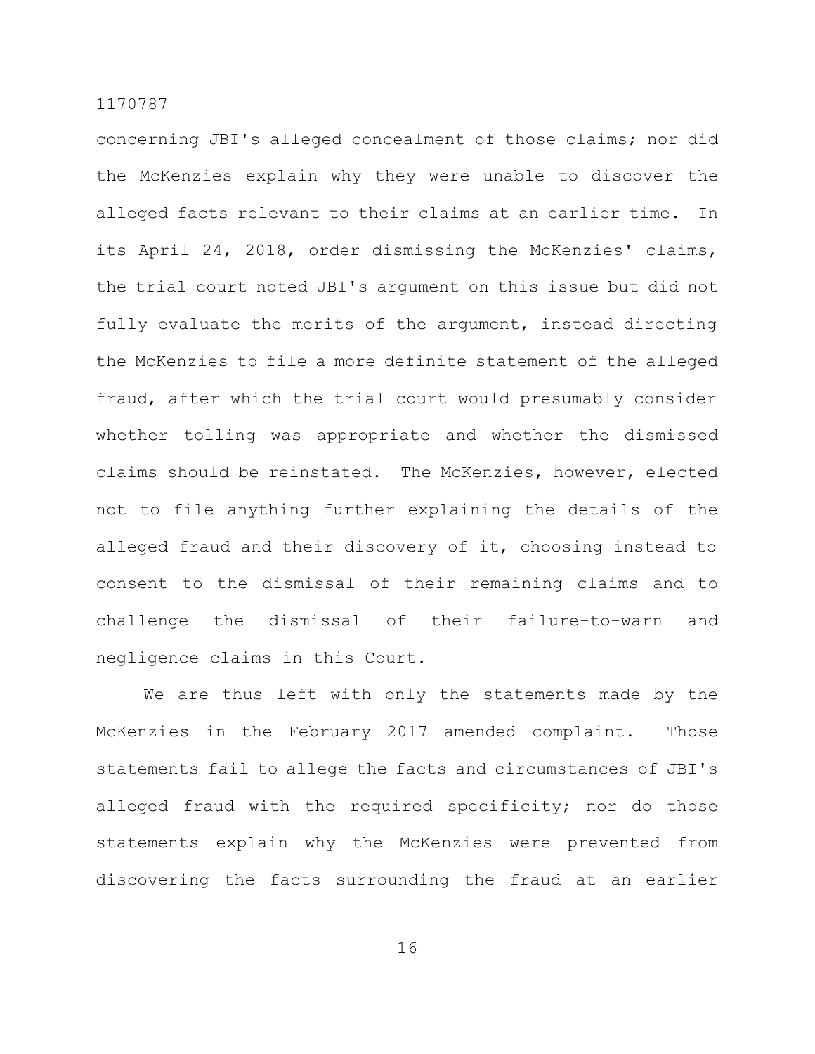concerning JBI's alleged concealment of those claims; nor did the McKenzies explain why they were unable to discover the alleged facts relevant to their claims at an earlier time. In its April 24, 2018, order dismissing the McKenzies' claims, the trial court noted JBI's argument on this issue but did not fully evaluate the merits of the argument, instead directing the McKenzies to file a more definite statement of the alleged fraud, after which the trial court would presumably consider whether tolling was appropriate and whether the dismissed claims should be reinstated. The McKenzies, however, elected not to file anything further explaining the details of the alleged fraud and their discovery of it, choosing instead to consent to the dismissal of their remaining claims and to challenge the dismissal of their failure-to-warn and negligence claims in this Court.

We are thus left with only the statements made by the McKenzies in the February 2017 amended complaint. Those statements fail to allege the facts and circumstances of JBI's alleged fraud with the required specificity; nor do those statements explain why the McKenzies were prevented from discovering the facts surrounding the fraud at an earlier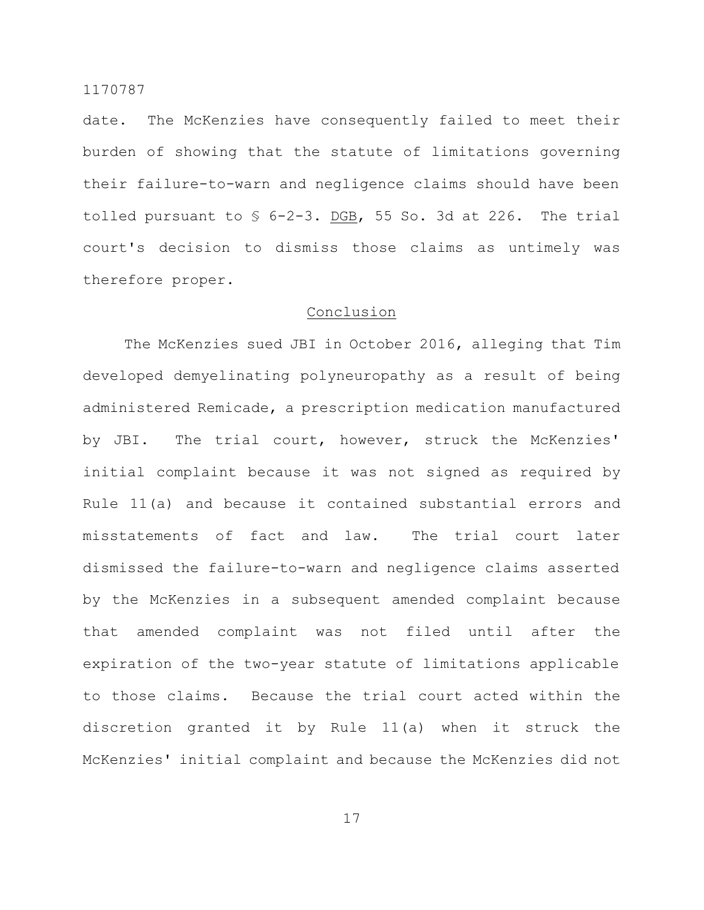date. The McKenzies have consequently failed to meet their burden of showing that the statute of limitations governing their failure-to-warn and negligence claims should have been tolled pursuant to § 6-2-3. DGB, 55 So. 3d at 226. The trial court's decision to dismiss those claims as untimely was therefore proper.

## Conclusion

The McKenzies sued JBI in October 2016, alleging that Tim developed demyelinating polyneuropathy as a result of being administered Remicade, a prescription medication manufactured by JBI. The trial court, however, struck the McKenzies' initial complaint because it was not signed as required by Rule 11(a) and because it contained substantial errors and misstatements of fact and law. The trial court later dismissed the failure-to-warn and negligence claims asserted by the McKenzies in a subsequent amended complaint because that amended complaint was not filed until after the expiration of the two-year statute of limitations applicable to those claims. Because the trial court acted within the discretion granted it by Rule 11(a) when it struck the McKenzies' initial complaint and because the McKenzies did not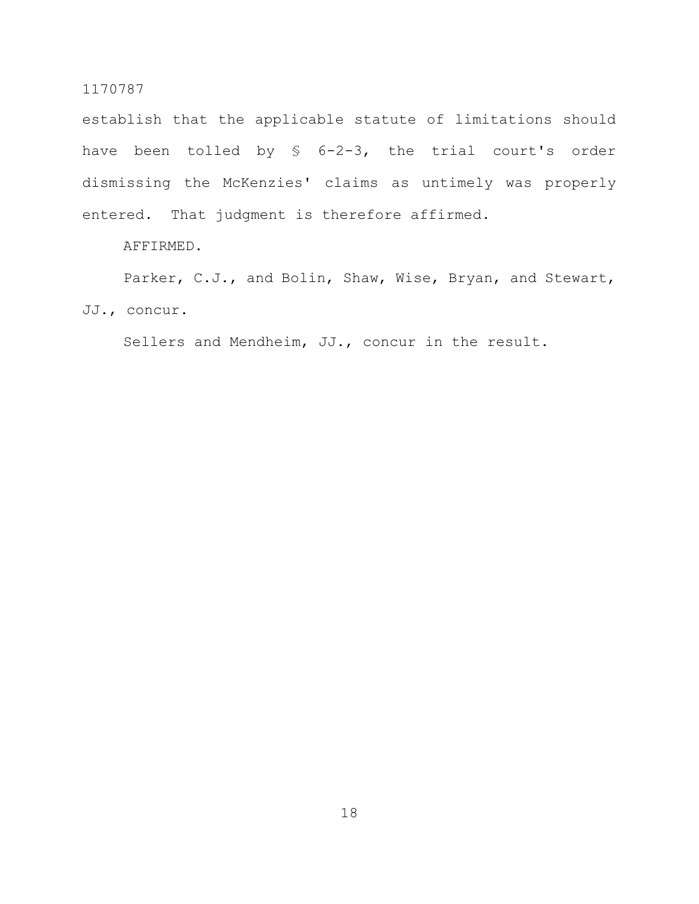establish that the applicable statute of limitations should have been tolled by § 6-2-3, the trial court's order dismissing the McKenzies' claims as untimely was properly entered. That judgment is therefore affirmed.

AFFIRMED.

Parker, C.J., and Bolin, Shaw, Wise, Bryan, and Stewart, JJ., concur.

Sellers and Mendheim, JJ., concur in the result.